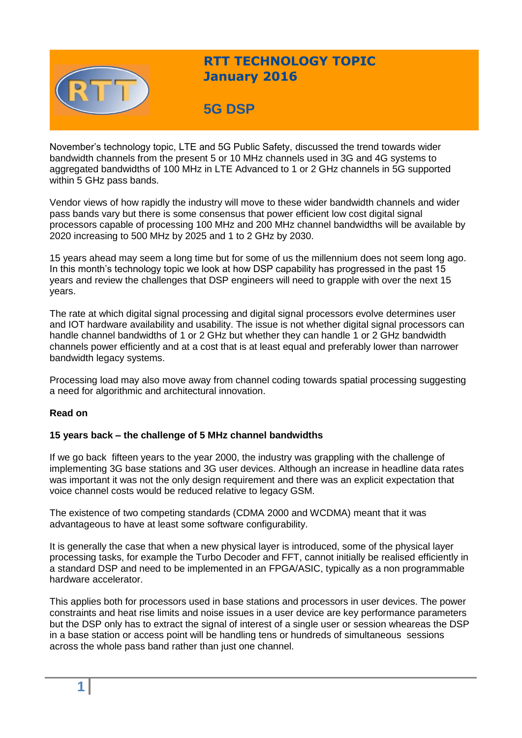# RTT TECHNOLOGY TOPIC
## January 2016

## 5G DSP

November's technology topic, LTE and 5G Public Safety, discussed the trend towards wider bandwidth channels from the present 5 or 10 MHz channels used in 3G and 4G systems to aggregated bandwidths of 100 MHz in LTE Advanced to 1 or 2 GHz channels in 5G supported within 5 GHz pass bands.

Vendor views of how rapidly the industry will move to these wider bandwidth channels and wider pass bands vary but there is some consensus that power efficient low cost digital signal processors capable of processing 100 MHz and 200 MHz channel bandwidths will be available by 2020 increasing to 500 MHz by 2025 and 1 to 2 GHz by 2030.

15 years ahead may seem a long time but for some of us the millennium does not seem long ago. In this month's technology topic we look at how DSP capability has progressed in the past 15 years and review the challenges that DSP engineers will need to grapple with over the next 15 years.

The rate at which digital signal processing and digital signal processors evolve determines user and IOT hardware availability and usability. The issue is not whether digital signal processors can handle channel bandwidths of 1 or 2 GHz but whether they can handle 1 or 2 GHz bandwidth channels power efficiently and at a cost that is at least equal and preferably lower than narrower bandwidth legacy systems.

Processing load may also move away from channel coding towards spatial processing suggesting a need for algorithmic and architectural innovation.

**Read on**

**15 years back – the challenge of 5 MHz channel bandwidths**

If we go back fifteen years to the year 2000, the industry was grappling with the challenge of implementing 3G base stations and 3G user devices. Although an increase in headline data rates was important it was not the only design requirement and there was an explicit expectation that voice channel costs would be reduced relative to legacy GSM.

The existence of two competing standards (CDMA 2000 and WCDMA) meant that it was advantageous to have at least some software configurability.

It is generally the case that when a new physical layer is introduced, some of the physical layer processing tasks, for example the Turbo Decoder and FFT, cannot initially be realised efficiently in a standard DSP and need to be implemented in an FPGA/ASIC, typically as a non programmable hardware accelerator.

This applies both for processors used in base stations and processors in user devices. The power constraints and heat rise limits and noise issues in a user device are key performance parameters but the DSP only has to extract the signal of interest of a single user or session wheareas the DSP in a base station or access point will be handling tens or hundreds of simultaneous sessions across the whole pass band rather than just one channel.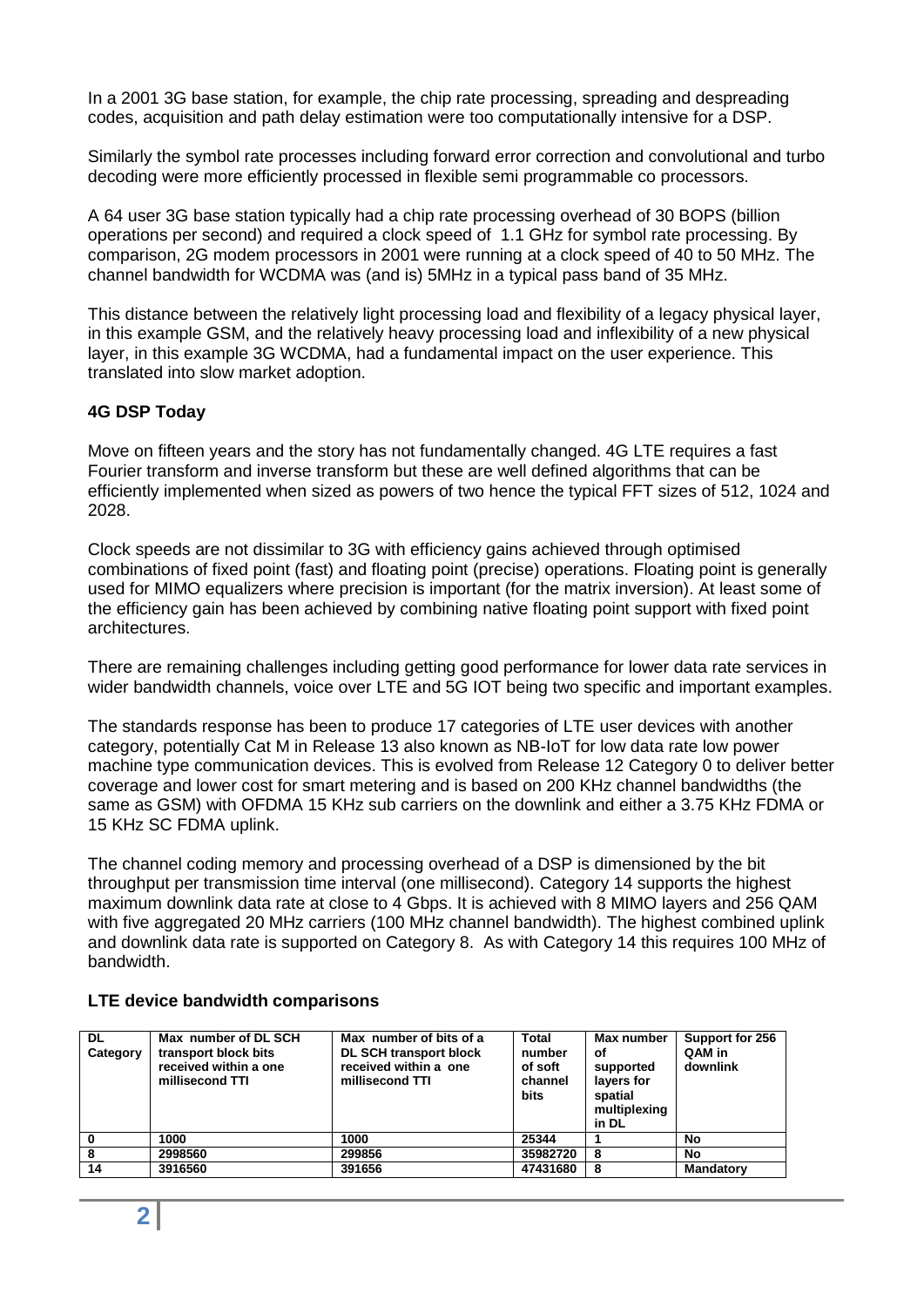In a 2001 3G base station, for example, the chip rate processing, spreading and despreading codes, acquisition and path delay estimation were too computationally intensive for a DSP.

Similarly the symbol rate processes including forward error correction and convolutional and turbo decoding were more efficiently processed in flexible semi programmable co processors.

A 64 user 3G base station typically had a chip rate processing overhead of 30 BOPS (billion operations per second) and required a clock speed of 1.1 GHz for symbol rate processing. By comparison, 2G modem processors in 2001 were running at a clock speed of 40 to 50 MHz. The channel bandwidth for WCDMA was (and is) 5MHz in a typical pass band of 35 MHz.

This distance between the relatively light processing load and flexibility of a legacy physical layer, in this example GSM, and the relatively heavy processing load and inflexibility of a new physical layer, in this example 3G WCDMA, had a fundamental impact on the user experience. This translated into slow market adoption.

**4G DSP Today**

Move on fifteen years and the story has not fundamentally changed. 4G LTE requires a fast Fourier transform and inverse transform but these are well defined algorithms that can be efficiently implemented when sized as powers of two hence the typical FFT sizes of 512, 1024 and 2028.

Clock speeds are not dissimilar to 3G with efficiency gains achieved through optimised combinations of fixed point (fast) and floating point (precise) operations. Floating point is generally used for MIMO equalizers where precision is important (for the matrix inversion). At least some of the efficiency gain has been achieved by combining native floating point support with fixed point architectures.

There are remaining challenges including getting good performance for lower data rate services in wider bandwidth channels, voice over LTE and 5G IOT being two specific and important examples.

The standards response has been to produce 17 categories of LTE user devices with another category, potentially Cat M in Release 13 also known as NB-IoT for low data rate low power machine type communication devices. This is evolved from Release 12 Category 0 to deliver better coverage and lower cost for smart metering and is based on 200 KHz channel bandwidths (the same as GSM) with OFDMA 15 KHz sub carriers on the downlink and either a 3.75 KHz FDMA or 15 KHz SC FDMA uplink.

The channel coding memory and processing overhead of a DSP is dimensioned by the bit throughput per transmission time interval (one millisecond). Category 14 supports the highest maximum downlink data rate at close to 4 Gbps. It is achieved with 8 MIMO layers and 256 QAM with five aggregated 20 MHz carriers (100 MHz channel bandwidth). The highest combined uplink and downlink data rate is supported on Category 8. As with Category 14 this requires 100 MHz of bandwidth.

**LTE device bandwidth comparisons**

| DL Category | Max number of DL SCH transport block bits received within a one millisecond TTI | Max number of bits of a DL SCH transport block received within a one millisecond TTI | Total number of soft channel bits | Max number of supported layers for spatial multiplexing in DL | Support for 256 QAM in downlink |
|---|---|---|---|---|---|
| 0 | 1000 | 1000 | 25344 | 1 | No |
| 8 | 2998560 | 299856 | 35982720 | 8 | No |
| 14 | 3916560 | 391656 | 47431680 | 8 | Mandatory |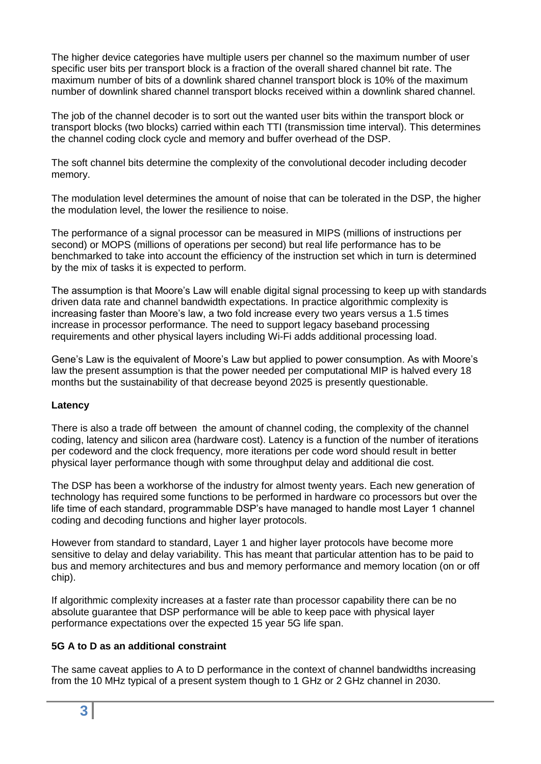The higher device categories have multiple users per channel so the maximum number of user specific user bits per transport block is a fraction of the overall shared channel bit rate. The maximum number of bits of a downlink shared channel transport block is 10% of the maximum number of downlink shared channel transport blocks received within a downlink shared channel.

The job of the channel decoder is to sort out the wanted user bits within the transport block or transport blocks (two blocks) carried within each TTI (transmission time interval). This determines the channel coding clock cycle and memory and buffer overhead of the DSP.

The soft channel bits determine the complexity of the convolutional decoder including decoder memory.

The modulation level determines the amount of noise that can be tolerated in the DSP, the higher the modulation level, the lower the resilience to noise.

The performance of a signal processor can be measured in MIPS (millions of instructions per second) or MOPS (millions of operations per second) but real life performance has to be benchmarked to take into account the efficiency of the instruction set which in turn is determined by the mix of tasks it is expected to perform.

The assumption is that Moore's Law will enable digital signal processing to keep up with standards driven data rate and channel bandwidth expectations. In practice algorithmic complexity is increasing faster than Moore's law, a two fold increase every two years versus a 1.5 times increase in processor performance. The need to support legacy baseband processing requirements and other physical layers including Wi-Fi adds additional processing load.

Gene's Law is the equivalent of Moore's Law but applied to power consumption. As with Moore's law the present assumption is that the power needed per computational MIP is halved every 18 months but the sustainability of that decrease beyond 2025 is presently questionable.

**Latency**

There is also a trade off between the amount of channel coding, the complexity of the channel coding, latency and silicon area (hardware cost). Latency is a function of the number of iterations per codeword and the clock frequency, more iterations per code word should result in better physical layer performance though with some throughput delay and additional die cost.

The DSP has been a workhorse of the industry for almost twenty years. Each new generation of technology has required some functions to be performed in hardware co processors but over the life time of each standard, programmable DSP's have managed to handle most Layer 1 channel coding and decoding functions and higher layer protocols.

However from standard to standard, Layer 1 and higher layer protocols have become more sensitive to delay and delay variability. This has meant that particular attention has to be paid to bus and memory architectures and bus and memory performance and memory location (on or off chip).

If algorithmic complexity increases at a faster rate than processor capability there can be no absolute guarantee that DSP performance will be able to keep pace with physical layer performance expectations over the expected 15 year 5G life span.

**5G A to D as an additional constraint**

The same caveat applies to A to D performance in the context of channel bandwidths increasing from the 10 MHz typical of a present system though to 1 GHz or 2 GHz channel in 2030.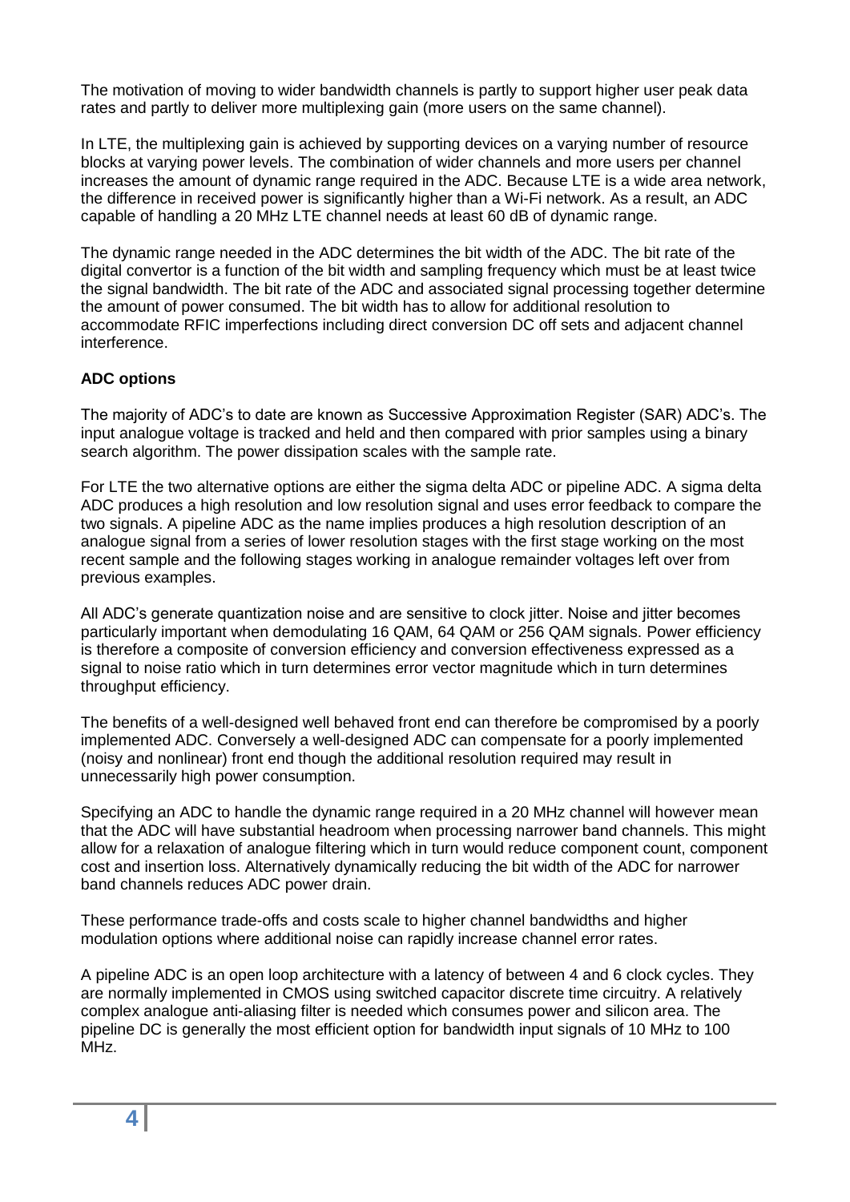The motivation of moving to wider bandwidth channels is partly to support higher user peak data rates and partly to deliver more multiplexing gain (more users on the same channel).

In LTE, the multiplexing gain is achieved by supporting devices on a varying number of resource blocks at varying power levels. The combination of wider channels and more users per channel increases the amount of dynamic range required in the ADC. Because LTE is a wide area network, the difference in received power is significantly higher than a Wi-Fi network. As a result, an ADC capable of handling a 20 MHz LTE channel needs at least 60 dB of dynamic range.

The dynamic range needed in the ADC determines the bit width of the ADC. The bit rate of the digital convertor is a function of the bit width and sampling frequency which must be at least twice the signal bandwidth. The bit rate of the ADC and associated signal processing together determine the amount of power consumed. The bit width has to allow for additional resolution to accommodate RFIC imperfections including direct conversion DC off sets and adjacent channel interference.

**ADC options**

The majority of ADC's to date are known as Successive Approximation Register (SAR) ADC's. The input analogue voltage is tracked and held and then compared with prior samples using a binary search algorithm. The power dissipation scales with the sample rate.

For LTE the two alternative options are either the sigma delta ADC or pipeline ADC. A sigma delta ADC produces a high resolution and low resolution signal and uses error feedback to compare the two signals. A pipeline ADC as the name implies produces a high resolution description of an analogue signal from a series of lower resolution stages with the first stage working on the most recent sample and the following stages working in analogue remainder voltages left over from previous examples.

All ADC's generate quantization noise and are sensitive to clock jitter. Noise and jitter becomes particularly important when demodulating 16 QAM, 64 QAM or 256 QAM signals. Power efficiency is therefore a composite of conversion efficiency and conversion effectiveness expressed as a signal to noise ratio which in turn determines error vector magnitude which in turn determines throughput efficiency.

The benefits of a well-designed well behaved front end can therefore be compromised by a poorly implemented ADC. Conversely a well-designed ADC can compensate for a poorly implemented (noisy and nonlinear) front end though the additional resolution required may result in unnecessarily high power consumption.

Specifying an ADC to handle the dynamic range required in a 20 MHz channel will however mean that the ADC will have substantial headroom when processing narrower band channels. This might allow for a relaxation of analogue filtering which in turn would reduce component count, component cost and insertion loss. Alternatively dynamically reducing the bit width of the ADC for narrower band channels reduces ADC power drain.

These performance trade-offs and costs scale to higher channel bandwidths and higher modulation options where additional noise can rapidly increase channel error rates.

A pipeline ADC is an open loop architecture with a latency of between 4 and 6 clock cycles. They are normally implemented in CMOS using switched capacitor discrete time circuitry. A relatively complex analogue anti-aliasing filter is needed which consumes power and silicon area. The pipeline DC is generally the most efficient option for bandwidth input signals of 10 MHz to 100 MHz.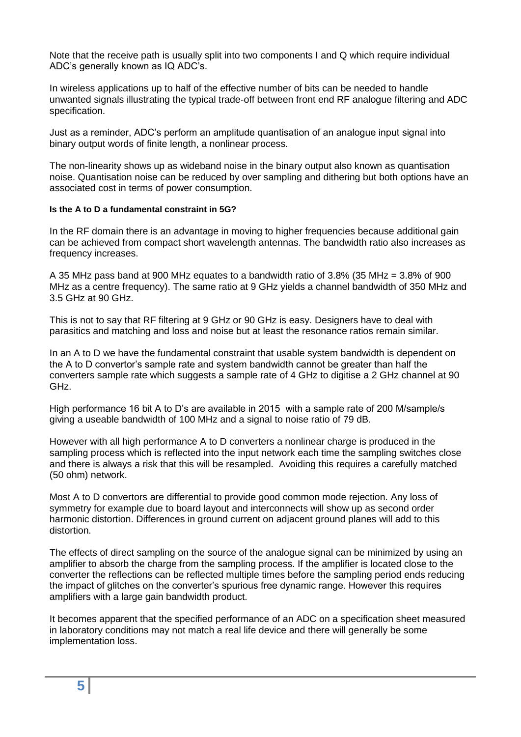Note that the receive path is usually split into two components I and Q which require individual ADC's generally known as IQ ADC's.

In wireless applications up to half of the effective number of bits can be needed to handle unwanted signals illustrating the typical trade-off between front end RF analogue filtering and ADC specification.

Just as a reminder, ADC's perform an amplitude quantisation of an analogue input signal into binary output words of finite length, a nonlinear process.

The non-linearity shows up as wideband noise in the binary output also known as quantisation noise. Quantisation noise can be reduced by over sampling and dithering but both options have an associated cost in terms of power consumption.

**Is the A to D a fundamental constraint in 5G?**

In the RF domain there is an advantage in moving to higher frequencies because additional gain can be achieved from compact short wavelength antennas. The bandwidth ratio also increases as frequency increases.

A 35 MHz pass band at 900 MHz equates to a bandwidth ratio of 3.8% (35 MHz = 3.8% of 900 MHz as a centre frequency). The same ratio at 9 GHz yields a channel bandwidth of 350 MHz and 3.5 GHz at 90 GHz.

This is not to say that RF filtering at 9 GHz or 90 GHz is easy. Designers have to deal with parasitics and matching and loss and noise but at least the resonance ratios remain similar.

In an A to D we have the fundamental constraint that usable system bandwidth is dependent on the A to D convertor's sample rate and system bandwidth cannot be greater than half the converters sample rate which suggests a sample rate of 4 GHz to digitise a 2 GHz channel at 90 GHz.

High performance 16 bit A to D's are available in 2015 with a sample rate of 200 M/sample/s giving a useable bandwidth of 100 MHz and a signal to noise ratio of 79 dB.

However with all high performance A to D converters a nonlinear charge is produced in the sampling process which is reflected into the input network each time the sampling switches close and there is always a risk that this will be resampled. Avoiding this requires a carefully matched (50 ohm) network.

Most A to D convertors are differential to provide good common mode rejection. Any loss of symmetry for example due to board layout and interconnects will show up as second order harmonic distortion. Differences in ground current on adjacent ground planes will add to this distortion.

The effects of direct sampling on the source of the analogue signal can be minimized by using an amplifier to absorb the charge from the sampling process. If the amplifier is located close to the converter the reflections can be reflected multiple times before the sampling period ends reducing the impact of glitches on the converter's spurious free dynamic range. However this requires amplifiers with a large gain bandwidth product.

It becomes apparent that the specified performance of an ADC on a specification sheet measured in laboratory conditions may not match a real life device and there will generally be some implementation loss.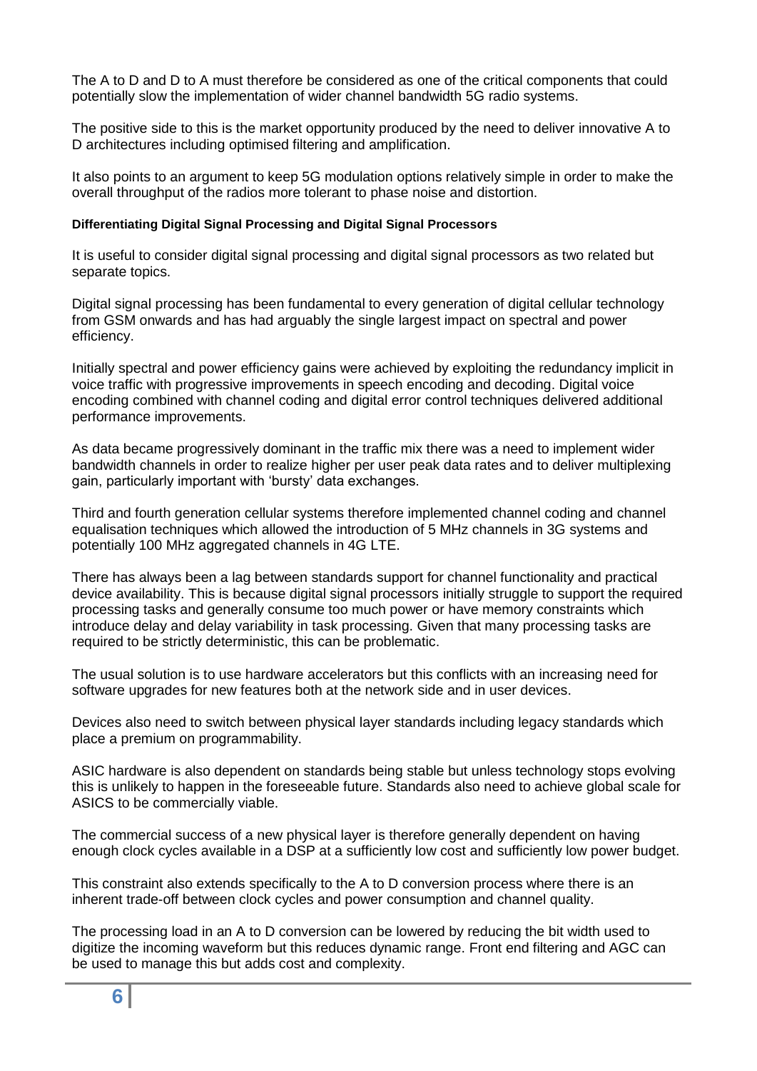The A to D and D to A must therefore be considered as one of the critical components that could potentially slow the implementation of wider channel bandwidth 5G radio systems.

The positive side to this is the market opportunity produced by the need to deliver innovative A to D architectures including optimised filtering and amplification.

It also points to an argument to keep 5G modulation options relatively simple in order to make the overall throughput of the radios more tolerant to phase noise and distortion.

#### Differentiating Digital Signal Processing and Digital Signal Processors

It is useful to consider digital signal processing and digital signal processors as two related but separate topics.

Digital signal processing has been fundamental to every generation of digital cellular technology from GSM onwards and has had arguably the single largest impact on spectral and power efficiency.

Initially spectral and power efficiency gains were achieved by exploiting the redundancy implicit in voice traffic with progressive improvements in speech encoding and decoding. Digital voice encoding combined with channel coding and digital error control techniques delivered additional performance improvements.

As data became progressively dominant in the traffic mix there was a need to implement wider bandwidth channels in order to realize higher per user peak data rates and to deliver multiplexing gain, particularly important with 'bursty' data exchanges.

Third and fourth generation cellular systems therefore implemented channel coding and channel equalisation techniques which allowed the introduction of 5 MHz channels in 3G systems and potentially 100 MHz aggregated channels in 4G LTE.

There has always been a lag between standards support for channel functionality and practical device availability. This is because digital signal processors initially struggle to support the required processing tasks and generally consume too much power or have memory constraints which introduce delay and delay variability in task processing. Given that many processing tasks are required to be strictly deterministic, this can be problematic.

The usual solution is to use hardware accelerators but this conflicts with an increasing need for software upgrades for new features both at the network side and in user devices.

Devices also need to switch between physical layer standards including legacy standards which place a premium on programmability.

ASIC hardware is also dependent on standards being stable but unless technology stops evolving this is unlikely to happen in the foreseeable future. Standards also need to achieve global scale for ASICS to be commercially viable.

The commercial success of a new physical layer is therefore generally dependent on having enough clock cycles available in a DSP at a sufficiently low cost and sufficiently low power budget.

This constraint also extends specifically to the A to D conversion process where there is an inherent trade-off between clock cycles and power consumption and channel quality.

The processing load in an A to D conversion can be lowered by reducing the bit width used to digitize the incoming waveform but this reduces dynamic range. Front end filtering and AGC can be used to manage this but adds cost and complexity.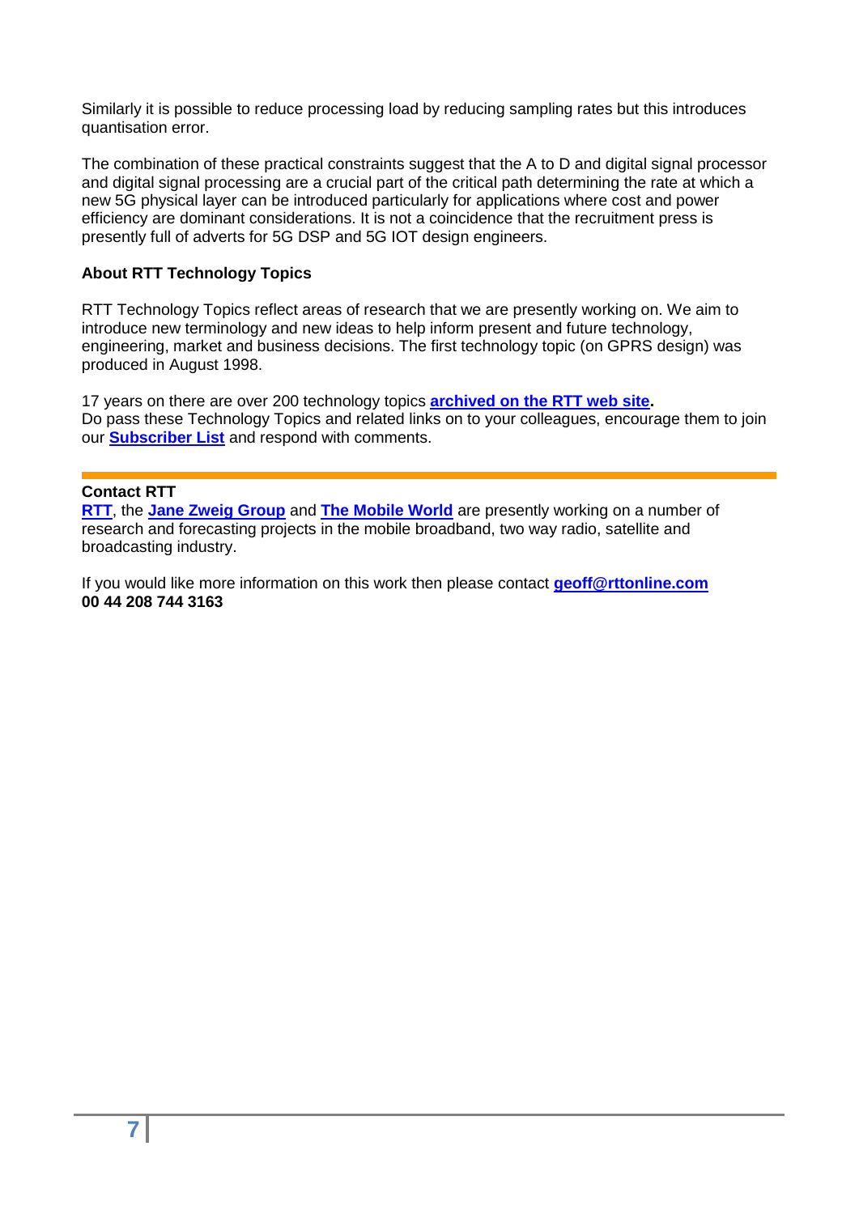Similarly it is possible to reduce processing load by reducing sampling rates but this introduces quantisation error.

The combination of these practical constraints suggest that the A to D and digital signal processor and digital signal processing are a crucial part of the critical path determining the rate at which a new 5G physical layer can be introduced particularly for applications where cost and power efficiency are dominant considerations. It is not a coincidence that the recruitment press is presently full of adverts for 5G DSP and 5G IOT design engineers.

## About RTT Technology Topics

RTT Technology Topics reflect areas of research that we are presently working on. We aim to introduce new terminology and new ideas to help inform present and future technology, engineering, market and business decisions. The first technology topic (on GPRS design) was produced in August 1998.

17 years on there are over 200 technology topics **archived on the RTT web site.**
Do pass these Technology Topics and related links on to your colleagues, encourage them to join our **Subscriber List** and respond with comments.

---

## Contact RTT

**RTT**, the **Jane Zweig Group** and **The Mobile World** are presently working on a number of research and forecasting projects in the mobile broadband, two way radio, satellite and broadcasting industry.

If you would like more information on this work then please contact **geoff@rttonline.com**
**00 44 208 744 3163**